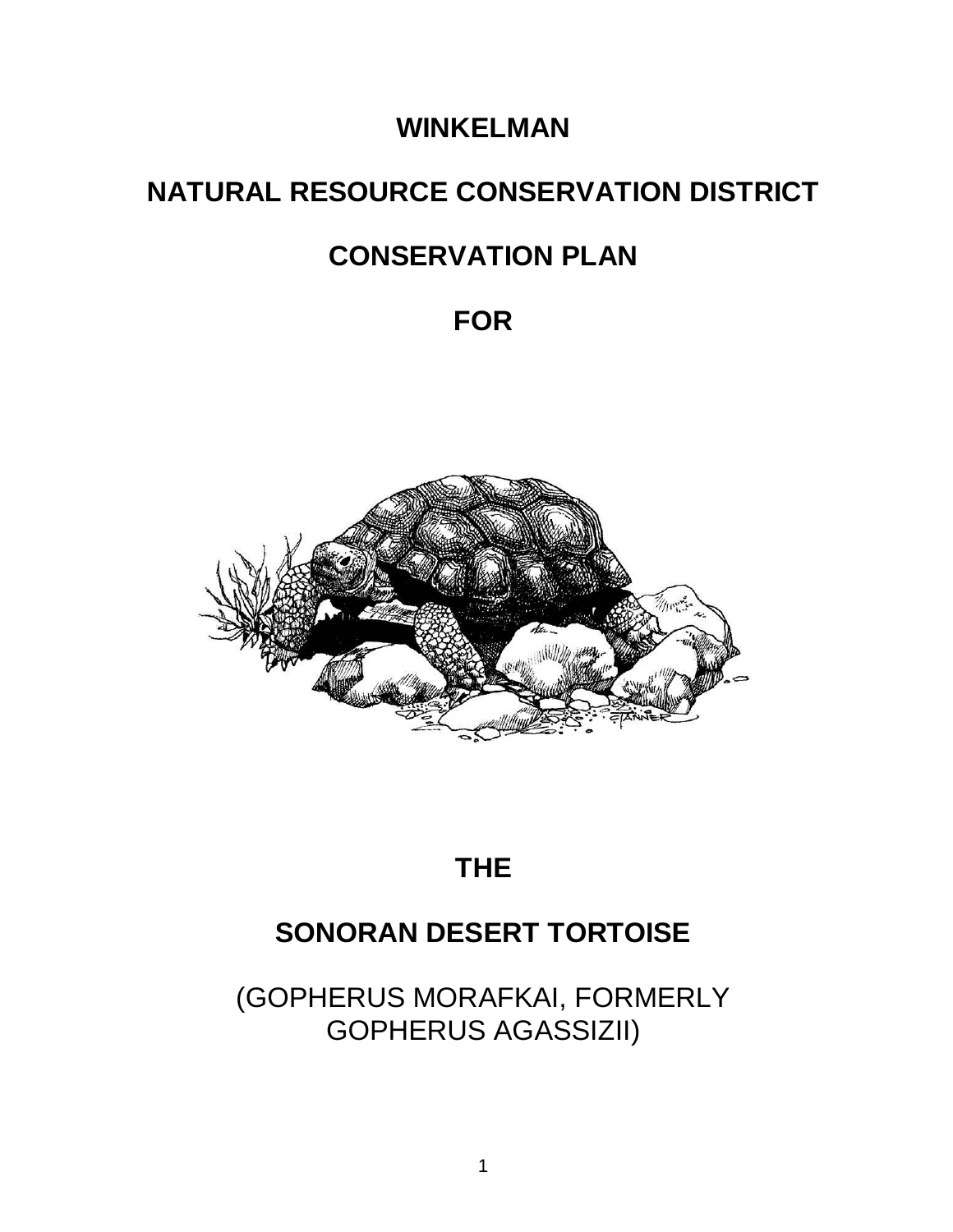# WINKELMAN

# NATURAL RESOURCE CONSERVATION DISTRICT

# CONSERVATION PLAN

# FOR

# THE

# SONORAN DESERT TORTOISE

(GOPHERUS MORAFKAI, FORMERLY GOPHERUS AGASSIZII)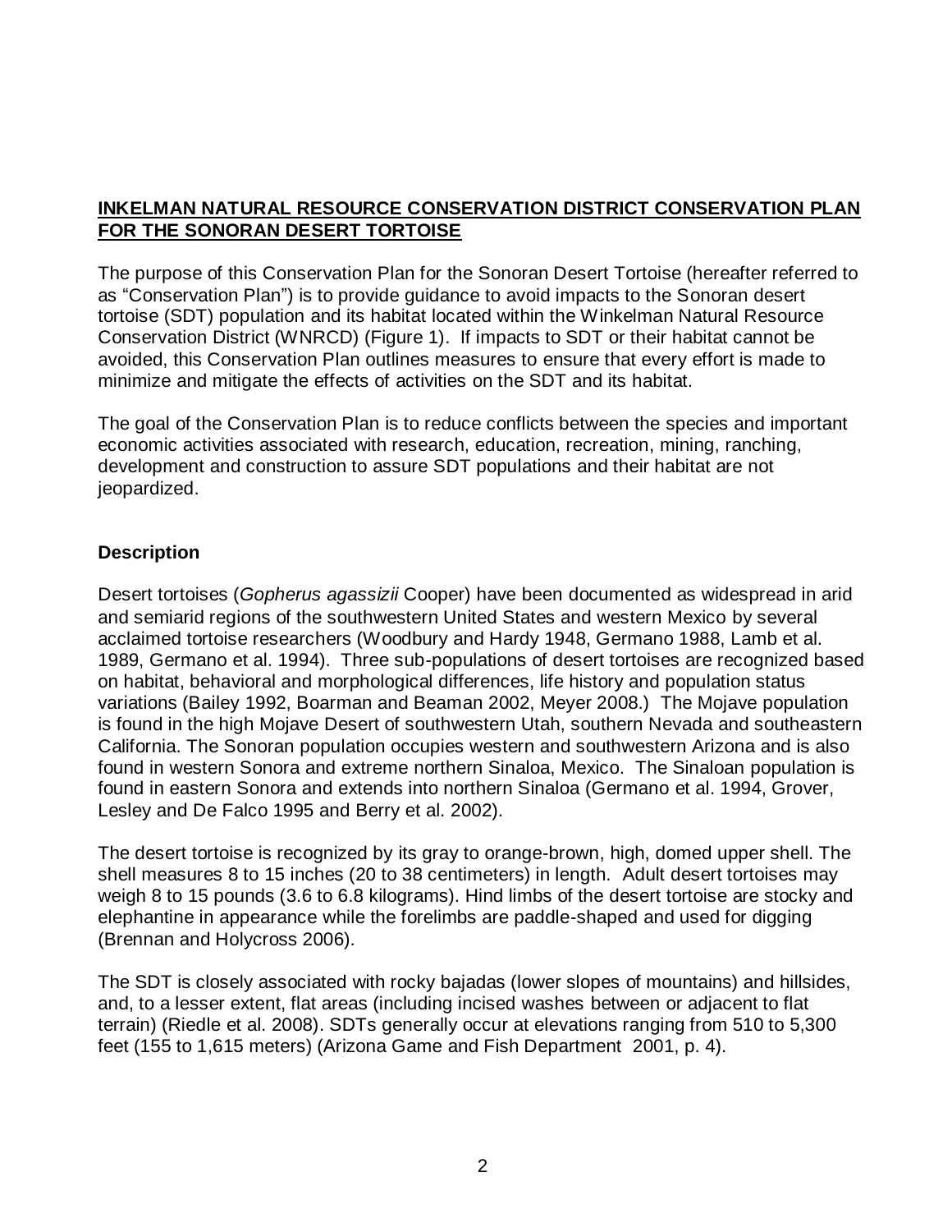**INKELMAN NATURAL RESOURCE CONSERVATION DISTRICT CONSERVATION PLAN FOR THE SONORAN DESERT TORTOISE**

The purpose of this Conservation Plan for the Sonoran Desert Tortoise (hereafter referred to as "Conservation Plan") is to provide guidance to avoid impacts to the Sonoran desert tortoise (SDT) population and its habitat located within the Winkelman Natural Resource Conservation District (WNRCD) (Figure 1). If impacts to SDT or their habitat cannot be avoided, this Conservation Plan outlines measures to ensure that every effort is made to minimize and mitigate the effects of activities on the SDT and its habitat.

The goal of the Conservation Plan is to reduce conflicts between the species and important economic activities associated with research, education, recreation, mining, ranching, development and construction to assure SDT populations and their habitat are not jeopardized.

## Description

Desert tortoises (*Gopherus agassizii* Cooper) have been documented as widespread in arid and semiarid regions of the southwestern United States and western Mexico by several acclaimed tortoise researchers (Woodbury and Hardy 1948, Germano 1988, Lamb et al. 1989, Germano et al. 1994). Three sub-populations of desert tortoises are recognized based on habitat, behavioral and morphological differences, life history and population status variations (Bailey 1992, Boarman and Beaman 2002, Meyer 2008.) The Mojave population is found in the high Mojave Desert of southwestern Utah, southern Nevada and southeastern California. The Sonoran population occupies western and southwestern Arizona and is also found in western Sonora and extreme northern Sinaloa, Mexico. The Sinaloan population is found in eastern Sonora and extends into northern Sinaloa (Germano et al. 1994, Grover, Lesley and De Falco 1995 and Berry et al. 2002).

The desert tortoise is recognized by its gray to orange-brown, high, domed upper shell. The shell measures 8 to 15 inches (20 to 38 centimeters) in length. Adult desert tortoises may weigh 8 to 15 pounds (3.6 to 6.8 kilograms). Hind limbs of the desert tortoise are stocky and elephantine in appearance while the forelimbs are paddle-shaped and used for digging (Brennan and Holycross 2006).

The SDT is closely associated with rocky bajadas (lower slopes of mountains) and hillsides, and, to a lesser extent, flat areas (including incised washes between or adjacent to flat terrain) (Riedle et al. 2008). SDTs generally occur at elevations ranging from 510 to 5,300 feet (155 to 1,615 meters) (Arizona Game and Fish Department 2001, p. 4).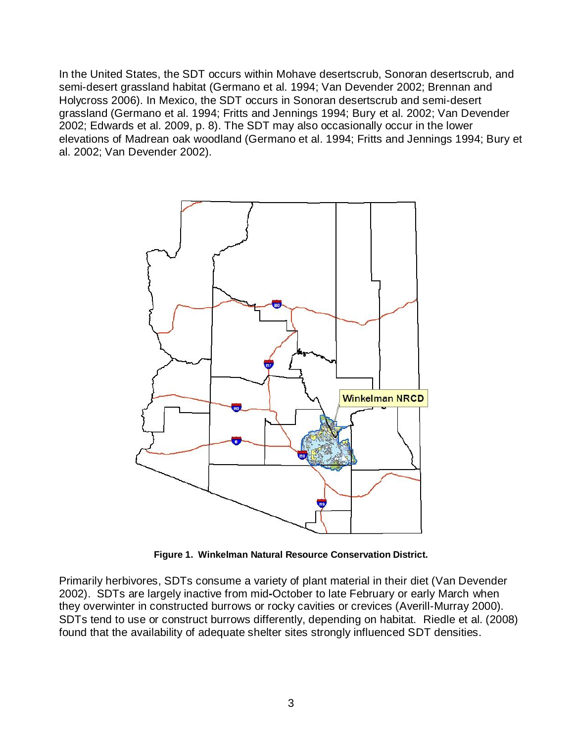In the United States, the SDT occurs within Mohave desertscrub, Sonoran desertscrub, and semi-desert grassland habitat (Germano et al. 1994; Van Devender 2002; Brennan and Holycross 2006). In Mexico, the SDT occurs in Sonoran desertscrub and semi-desert grassland (Germano et al. 1994; Fritts and Jennings 1994; Bury et al. 2002; Van Devender 2002; Edwards et al. 2009, p. 8). The SDT may also occasionally occur in the lower elevations of Madrean oak woodland (Germano et al. 1994; Fritts and Jennings 1994; Bury et al. 2002; Van Devender 2002).

**Figure 1. Winkelman Natural Resource Conservation District.**

Primarily herbivores, SDTs consume a variety of plant material in their diet (Van Devender 2002). SDTs are largely inactive from mid-October to late February or early March when they overwinter in constructed burrows or rocky cavities or crevices (Averill-Murray 2000). SDTs tend to use or construct burrows differently, depending on habitat. Riedle et al. (2008) found that the availability of adequate shelter sites strongly influenced SDT densities.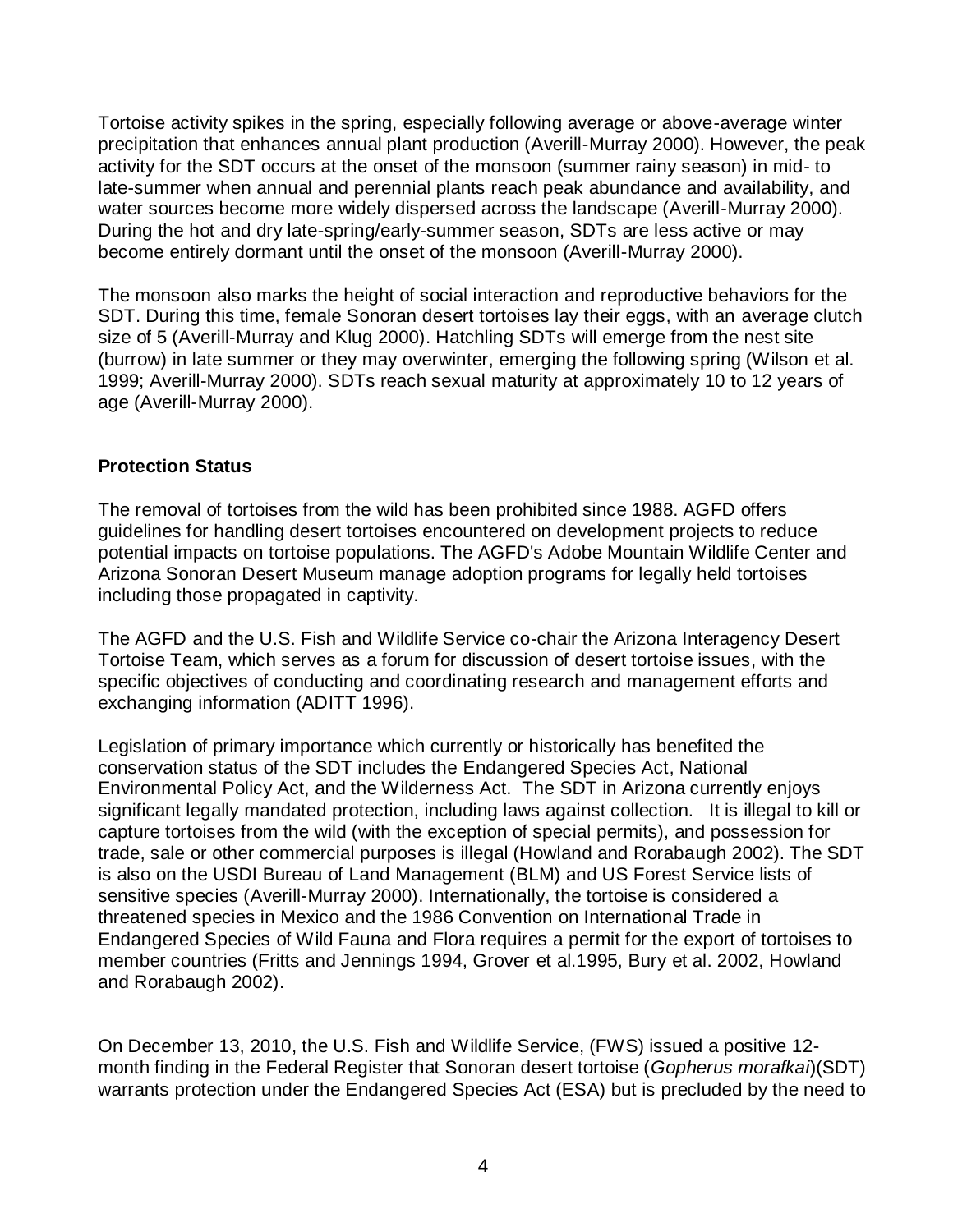Tortoise activity spikes in the spring, especially following average or above-average winter precipitation that enhances annual plant production (Averill-Murray 2000). However, the peak activity for the SDT occurs at the onset of the monsoon (summer rainy season) in mid- to late-summer when annual and perennial plants reach peak abundance and availability, and water sources become more widely dispersed across the landscape (Averill-Murray 2000). During the hot and dry late-spring/early-summer season, SDTs are less active or may become entirely dormant until the onset of the monsoon (Averill-Murray 2000).

The monsoon also marks the height of social interaction and reproductive behaviors for the SDT. During this time, female Sonoran desert tortoises lay their eggs, with an average clutch size of 5 (Averill-Murray and Klug 2000). Hatchling SDTs will emerge from the nest site (burrow) in late summer or they may overwinter, emerging the following spring (Wilson et al. 1999; Averill-Murray 2000). SDTs reach sexual maturity at approximately 10 to 12 years of age (Averill-Murray 2000).

**Protection Status**

The removal of tortoises from the wild has been prohibited since 1988. AGFD offers guidelines for handling desert tortoises encountered on development projects to reduce potential impacts on tortoise populations. The AGFD's Adobe Mountain Wildlife Center and Arizona Sonoran Desert Museum manage adoption programs for legally held tortoises including those propagated in captivity.

The AGFD and the U.S. Fish and Wildlife Service co-chair the Arizona Interagency Desert Tortoise Team, which serves as a forum for discussion of desert tortoise issues, with the specific objectives of conducting and coordinating research and management efforts and exchanging information (ADITT 1996).

Legislation of primary importance which currently or historically has benefited the conservation status of the SDT includes the Endangered Species Act, National Environmental Policy Act, and the Wilderness Act. The SDT in Arizona currently enjoys significant legally mandated protection, including laws against collection. It is illegal to kill or capture tortoises from the wild (with the exception of special permits), and possession for trade, sale or other commercial purposes is illegal (Howland and Rorabaugh 2002). The SDT is also on the USDI Bureau of Land Management (BLM) and US Forest Service lists of sensitive species (Averill-Murray 2000). Internationally, the tortoise is considered a threatened species in Mexico and the 1986 Convention on International Trade in Endangered Species of Wild Fauna and Flora requires a permit for the export of tortoises to member countries (Fritts and Jennings 1994, Grover et al.1995, Bury et al. 2002, Howland and Rorabaugh 2002).

On December 13, 2010, the U.S. Fish and Wildlife Service, (FWS) issued a positive 12-month finding in the Federal Register that Sonoran desert tortoise (*Gopherus morafkai*)(SDT) warrants protection under the Endangered Species Act (ESA) but is precluded by the need to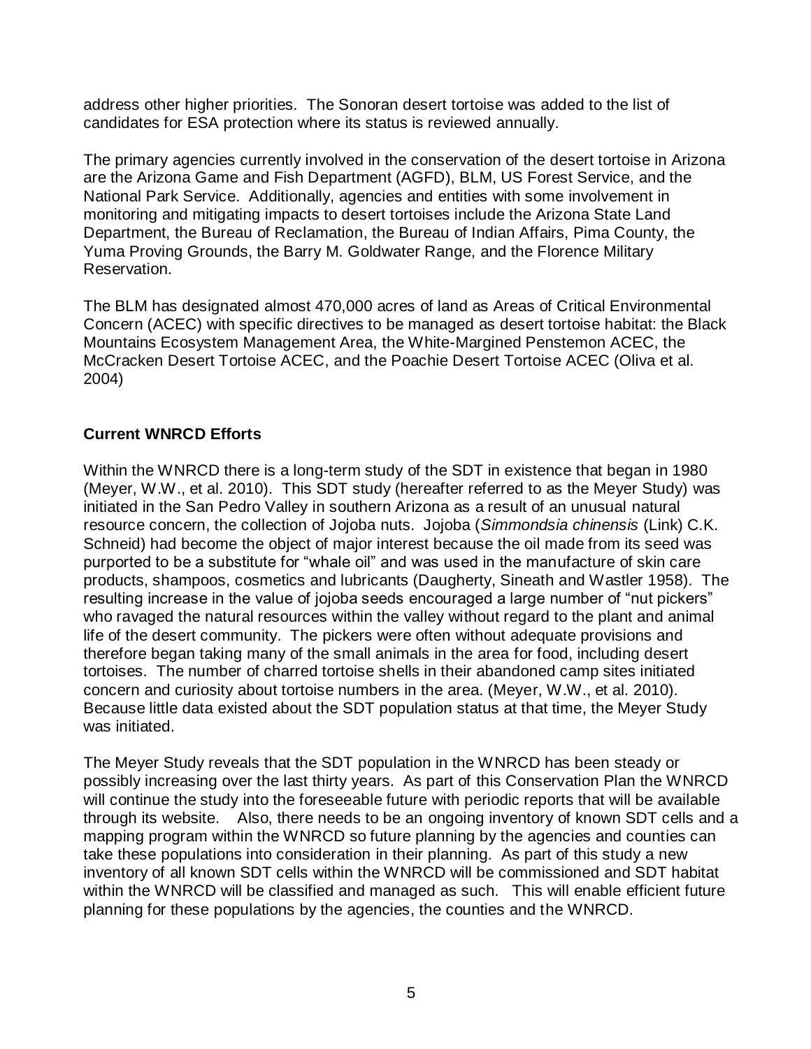address other higher priorities. The Sonoran desert tortoise was added to the list of candidates for ESA protection where its status is reviewed annually.

The primary agencies currently involved in the conservation of the desert tortoise in Arizona are the Arizona Game and Fish Department (AGFD), BLM, US Forest Service, and the National Park Service. Additionally, agencies and entities with some involvement in monitoring and mitigating impacts to desert tortoises include the Arizona State Land Department, the Bureau of Reclamation, the Bureau of Indian Affairs, Pima County, the Yuma Proving Grounds, the Barry M. Goldwater Range, and the Florence Military Reservation.

The BLM has designated almost 470,000 acres of land as Areas of Critical Environmental Concern (ACEC) with specific directives to be managed as desert tortoise habitat: the Black Mountains Ecosystem Management Area, the White-Margined Penstemon ACEC, the McCracken Desert Tortoise ACEC, and the Poachie Desert Tortoise ACEC (Oliva et al. 2004)

## Current WNRCD Efforts

Within the WNRCD there is a long-term study of the SDT in existence that began in 1980 (Meyer, W.W., et al. 2010). This SDT study (hereafter referred to as the Meyer Study) was initiated in the San Pedro Valley in southern Arizona as a result of an unusual natural resource concern, the collection of Jojoba nuts. Jojoba (*Simmondsia chinensis* (Link) C.K. Schneid) had become the object of major interest because the oil made from its seed was purported to be a substitute for "whale oil" and was used in the manufacture of skin care products, shampoos, cosmetics and lubricants (Daugherty, Sineath and Wastler 1958). The resulting increase in the value of jojoba seeds encouraged a large number of "nut pickers" who ravaged the natural resources within the valley without regard to the plant and animal life of the desert community. The pickers were often without adequate provisions and therefore began taking many of the small animals in the area for food, including desert tortoises. The number of charred tortoise shells in their abandoned camp sites initiated concern and curiosity about tortoise numbers in the area. (Meyer, W.W., et al. 2010). Because little data existed about the SDT population status at that time, the Meyer Study was initiated.

The Meyer Study reveals that the SDT population in the WNRCD has been steady or possibly increasing over the last thirty years. As part of this Conservation Plan the WNRCD will continue the study into the foreseeable future with periodic reports that will be available through its website. Also, there needs to be an ongoing inventory of known SDT cells and a mapping program within the WNRCD so future planning by the agencies and counties can take these populations into consideration in their planning. As part of this study a new inventory of all known SDT cells within the WNRCD will be commissioned and SDT habitat within the WNRCD will be classified and managed as such. This will enable efficient future planning for these populations by the agencies, the counties and the WNRCD.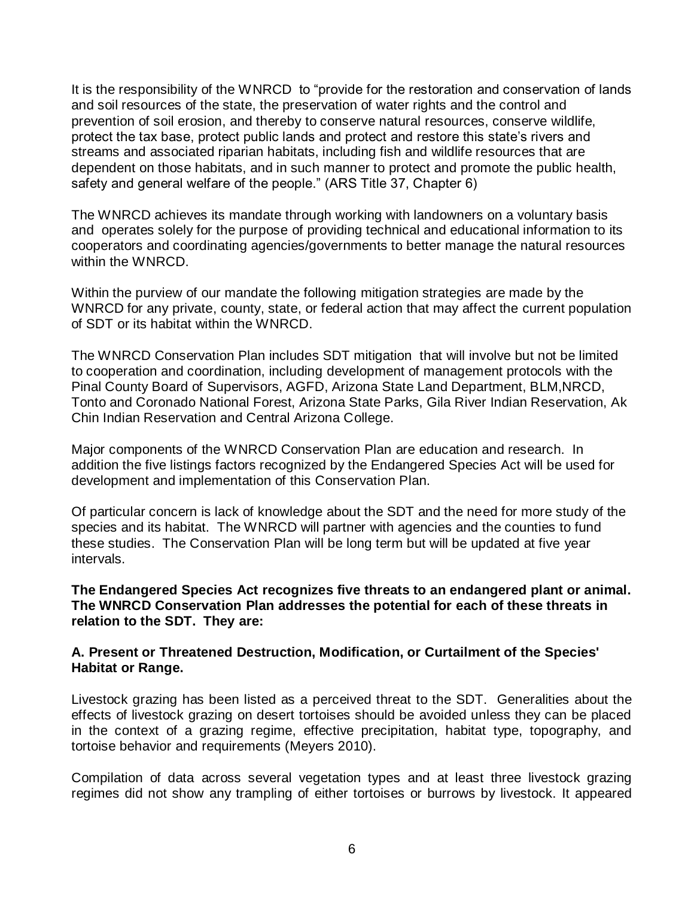It is the responsibility of the WNRCD to "provide for the restoration and conservation of lands and soil resources of the state, the preservation of water rights and the control and prevention of soil erosion, and thereby to conserve natural resources, conserve wildlife, protect the tax base, protect public lands and protect and restore this state's rivers and streams and associated riparian habitats, including fish and wildlife resources that are dependent on those habitats, and in such manner to protect and promote the public health, safety and general welfare of the people." (ARS Title 37, Chapter 6)

The WNRCD achieves its mandate through working with landowners on a voluntary basis and operates solely for the purpose of providing technical and educational information to its cooperators and coordinating agencies/governments to better manage the natural resources within the WNRCD.

Within the purview of our mandate the following mitigation strategies are made by the WNRCD for any private, county, state, or federal action that may affect the current population of SDT or its habitat within the WNRCD.

The WNRCD Conservation Plan includes SDT mitigation that will involve but not be limited to cooperation and coordination, including development of management protocols with the Pinal County Board of Supervisors, AGFD, Arizona State Land Department, BLM,NRCD, Tonto and Coronado National Forest, Arizona State Parks, Gila River Indian Reservation, Ak Chin Indian Reservation and Central Arizona College.

Major components of the WNRCD Conservation Plan are education and research. In addition the five listings factors recognized by the Endangered Species Act will be used for development and implementation of this Conservation Plan.

Of particular concern is lack of knowledge about the SDT and the need for more study of the species and its habitat. The WNRCD will partner with agencies and the counties to fund these studies. The Conservation Plan will be long term but will be updated at five year intervals.

**The Endangered Species Act recognizes five threats to an endangered plant or animal. The WNRCD Conservation Plan addresses the potential for each of these threats in relation to the SDT. They are:**

**A. Present or Threatened Destruction, Modification, or Curtailment of the Species' Habitat or Range.**

Livestock grazing has been listed as a perceived threat to the SDT. Generalities about the effects of livestock grazing on desert tortoises should be avoided unless they can be placed in the context of a grazing regime, effective precipitation, habitat type, topography, and tortoise behavior and requirements (Meyers 2010).

Compilation of data across several vegetation types and at least three livestock grazing regimes did not show any trampling of either tortoises or burrows by livestock. It appeared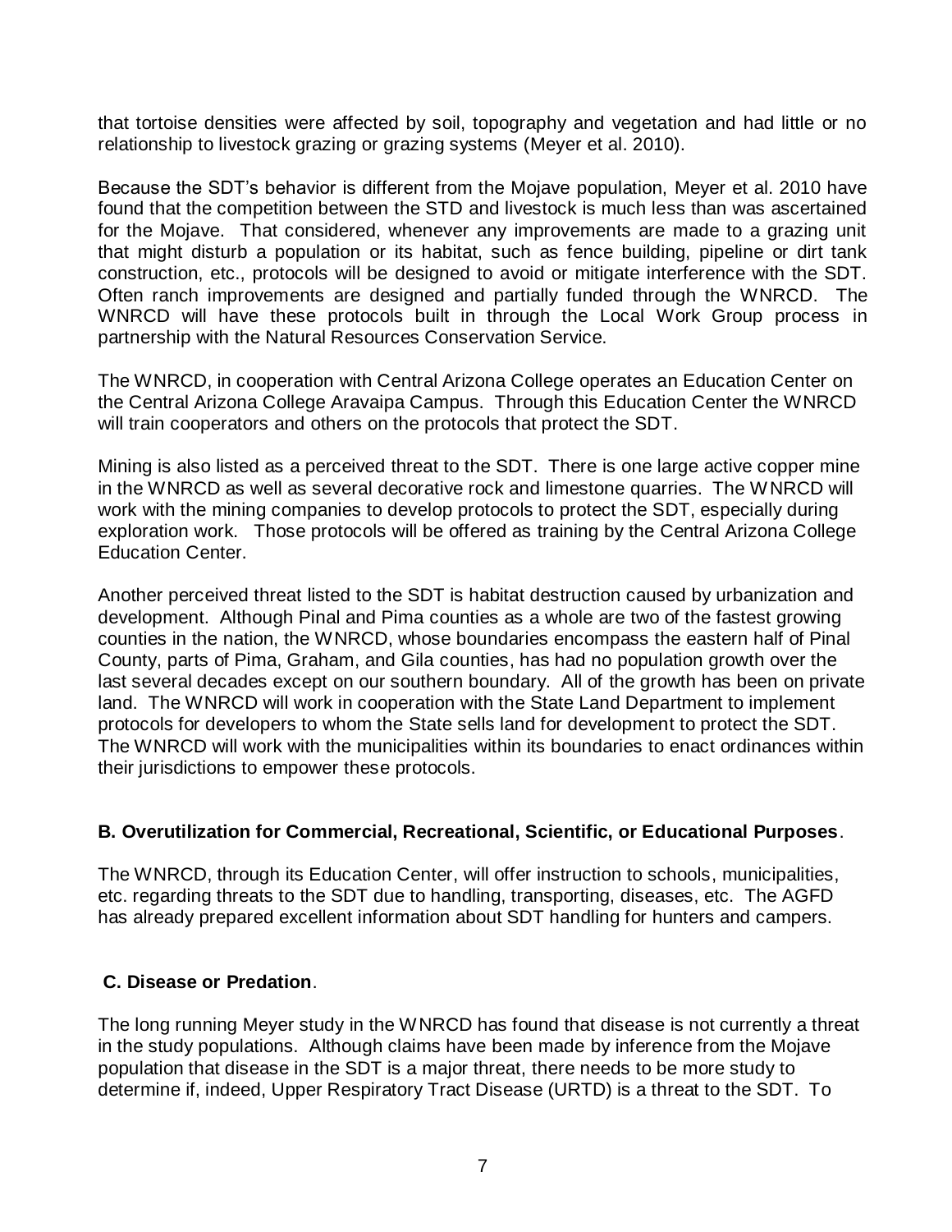that tortoise densities were affected by soil, topography and vegetation and had little or no relationship to livestock grazing or grazing systems (Meyer et al. 2010).

Because the SDT's behavior is different from the Mojave population, Meyer et al. 2010 have found that the competition between the STD and livestock is much less than was ascertained for the Mojave. That considered, whenever any improvements are made to a grazing unit that might disturb a population or its habitat, such as fence building, pipeline or dirt tank construction, etc., protocols will be designed to avoid or mitigate interference with the SDT. Often ranch improvements are designed and partially funded through the WNRCD. The WNRCD will have these protocols built in through the Local Work Group process in partnership with the Natural Resources Conservation Service.

The WNRCD, in cooperation with Central Arizona College operates an Education Center on the Central Arizona College Aravaipa Campus. Through this Education Center the WNRCD will train cooperators and others on the protocols that protect the SDT.

Mining is also listed as a perceived threat to the SDT. There is one large active copper mine in the WNRCD as well as several decorative rock and limestone quarries. The WNRCD will work with the mining companies to develop protocols to protect the SDT, especially during exploration work. Those protocols will be offered as training by the Central Arizona College Education Center.

Another perceived threat listed to the SDT is habitat destruction caused by urbanization and development. Although Pinal and Pima counties as a whole are two of the fastest growing counties in the nation, the WNRCD, whose boundaries encompass the eastern half of Pinal County, parts of Pima, Graham, and Gila counties, has had no population growth over the last several decades except on our southern boundary. All of the growth has been on private land. The WNRCD will work in cooperation with the State Land Department to implement protocols for developers to whom the State sells land for development to protect the SDT. The WNRCD will work with the municipalities within its boundaries to enact ordinances within their jurisdictions to empower these protocols.

### B. Overutilization for Commercial, Recreational, Scientific, or Educational Purposes.

The WNRCD, through its Education Center, will offer instruction to schools, municipalities, etc. regarding threats to the SDT due to handling, transporting, diseases, etc. The AGFD has already prepared excellent information about SDT handling for hunters and campers.

### C. Disease or Predation.

The long running Meyer study in the WNRCD has found that disease is not currently a threat in the study populations. Although claims have been made by inference from the Mojave population that disease in the SDT is a major threat, there needs to be more study to determine if, indeed, Upper Respiratory Tract Disease (URTD) is a threat to the SDT. To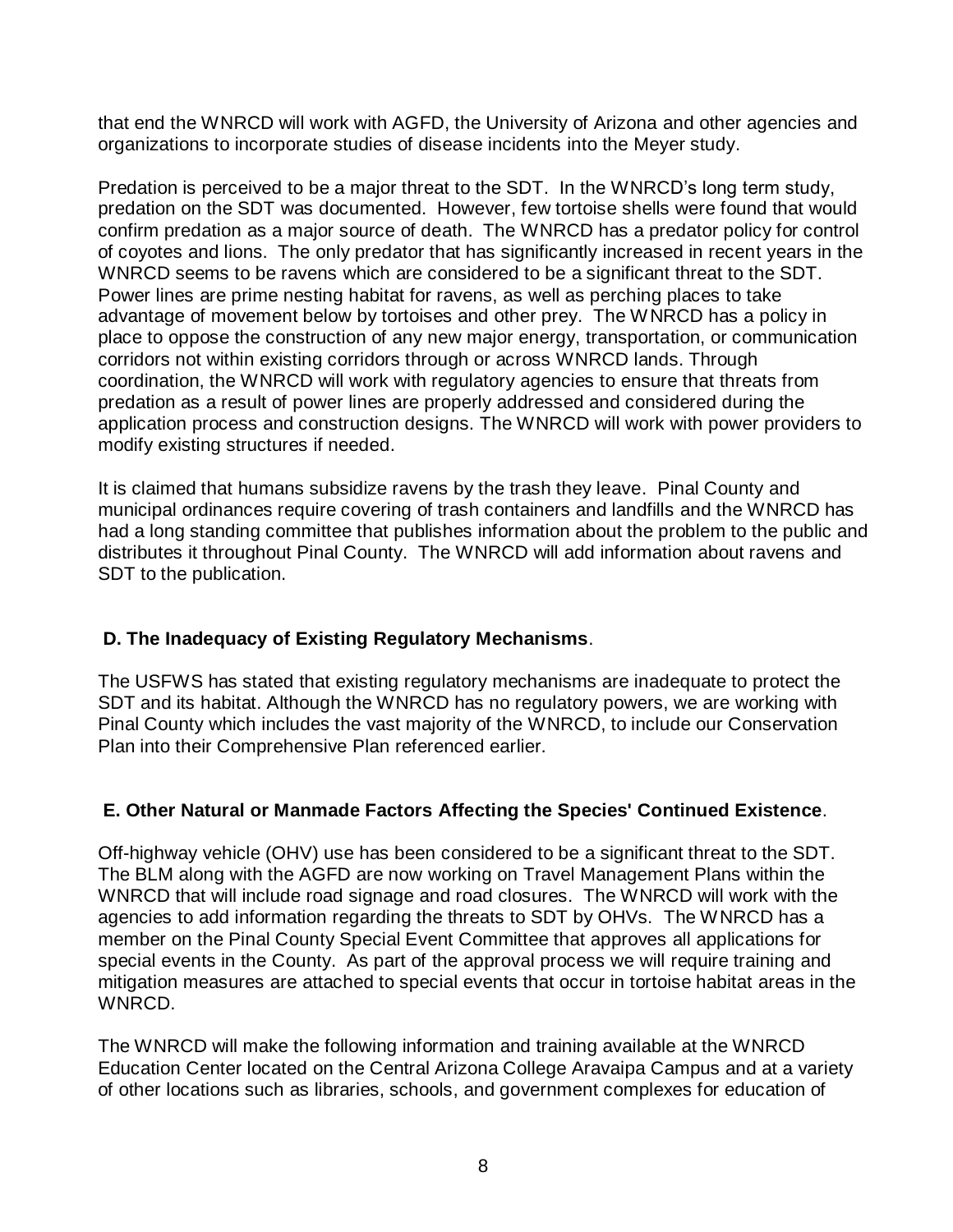that end the WNRCD will work with AGFD, the University of Arizona and other agencies and organizations to incorporate studies of disease incidents into the Meyer study.

Predation is perceived to be a major threat to the SDT. In the WNRCD's long term study, predation on the SDT was documented. However, few tortoise shells were found that would confirm predation as a major source of death. The WNRCD has a predator policy for control of coyotes and lions. The only predator that has significantly increased in recent years in the WNRCD seems to be ravens which are considered to be a significant threat to the SDT. Power lines are prime nesting habitat for ravens, as well as perching places to take advantage of movement below by tortoises and other prey. The WNRCD has a policy in place to oppose the construction of any new major energy, transportation, or communication corridors not within existing corridors through or across WNRCD lands. Through coordination, the WNRCD will work with regulatory agencies to ensure that threats from predation as a result of power lines are properly addressed and considered during the application process and construction designs. The WNRCD will work with power providers to modify existing structures if needed.

It is claimed that humans subsidize ravens by the trash they leave. Pinal County and municipal ordinances require covering of trash containers and landfills and the WNRCD has had a long standing committee that publishes information about the problem to the public and distributes it throughout Pinal County. The WNRCD will add information about ravens and SDT to the publication.

### D. The Inadequacy of Existing Regulatory Mechanisms.

The USFWS has stated that existing regulatory mechanisms are inadequate to protect the SDT and its habitat. Although the WNRCD has no regulatory powers, we are working with Pinal County which includes the vast majority of the WNRCD, to include our Conservation Plan into their Comprehensive Plan referenced earlier.

### E. Other Natural or Manmade Factors Affecting the Species' Continued Existence.

Off-highway vehicle (OHV) use has been considered to be a significant threat to the SDT. The BLM along with the AGFD are now working on Travel Management Plans within the WNRCD that will include road signage and road closures. The WNRCD will work with the agencies to add information regarding the threats to SDT by OHVs. The WNRCD has a member on the Pinal County Special Event Committee that approves all applications for special events in the County. As part of the approval process we will require training and mitigation measures are attached to special events that occur in tortoise habitat areas in the WNRCD.

The WNRCD will make the following information and training available at the WNRCD Education Center located on the Central Arizona College Aravaipa Campus and at a variety of other locations such as libraries, schools, and government complexes for education of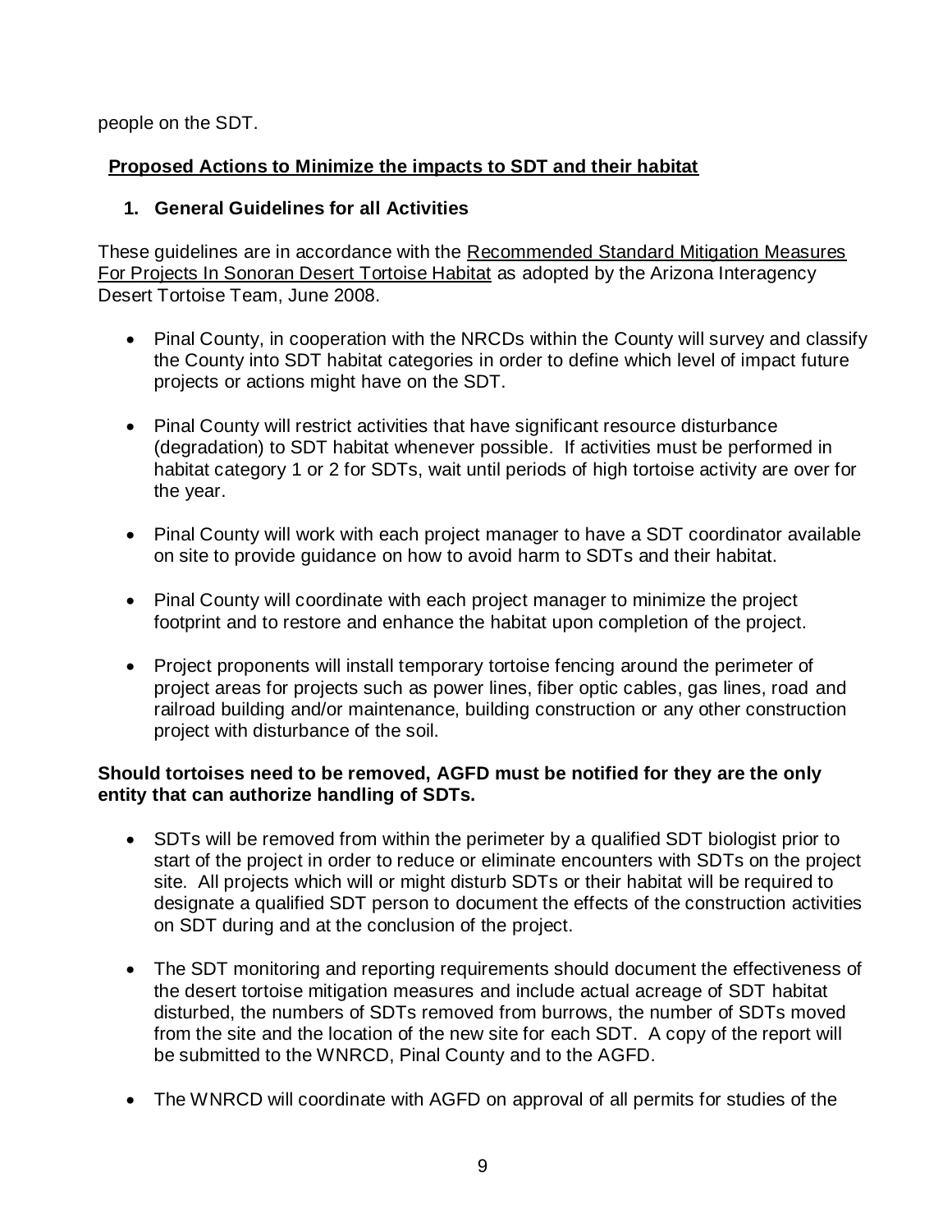people on the SDT.

## Proposed Actions to Minimize the impacts to SDT and their habitat

### 1. General Guidelines for all Activities

These guidelines are in accordance with the Recommended Standard Mitigation Measures For Projects In Sonoran Desert Tortoise Habitat as adopted by the Arizona Interagency Desert Tortoise Team, June 2008.

- Pinal County, in cooperation with the NRCDs within the County will survey and classify the County into SDT habitat categories in order to define which level of impact future projects or actions might have on the SDT.
- Pinal County will restrict activities that have significant resource disturbance (degradation) to SDT habitat whenever possible. If activities must be performed in habitat category 1 or 2 for SDTs, wait until periods of high tortoise activity are over for the year.
- Pinal County will work with each project manager to have a SDT coordinator available on site to provide guidance on how to avoid harm to SDTs and their habitat.
- Pinal County will coordinate with each project manager to minimize the project footprint and to restore and enhance the habitat upon completion of the project.
- Project proponents will install temporary tortoise fencing around the perimeter of project areas for projects such as power lines, fiber optic cables, gas lines, road and railroad building and/or maintenance, building construction or any other construction project with disturbance of the soil.

**Should tortoises need to be removed, AGFD must be notified for they are the only entity that can authorize handling of SDTs.**

- SDTs will be removed from within the perimeter by a qualified SDT biologist prior to start of the project in order to reduce or eliminate encounters with SDTs on the project site. All projects which will or might disturb SDTs or their habitat will be required to designate a qualified SDT person to document the effects of the construction activities on SDT during and at the conclusion of the project.
- The SDT monitoring and reporting requirements should document the effectiveness of the desert tortoise mitigation measures and include actual acreage of SDT habitat disturbed, the numbers of SDTs removed from burrows, the number of SDTs moved from the site and the location of the new site for each SDT. A copy of the report will be submitted to the WNRCD, Pinal County and to the AGFD.
- The WNRCD will coordinate with AGFD on approval of all permits for studies of the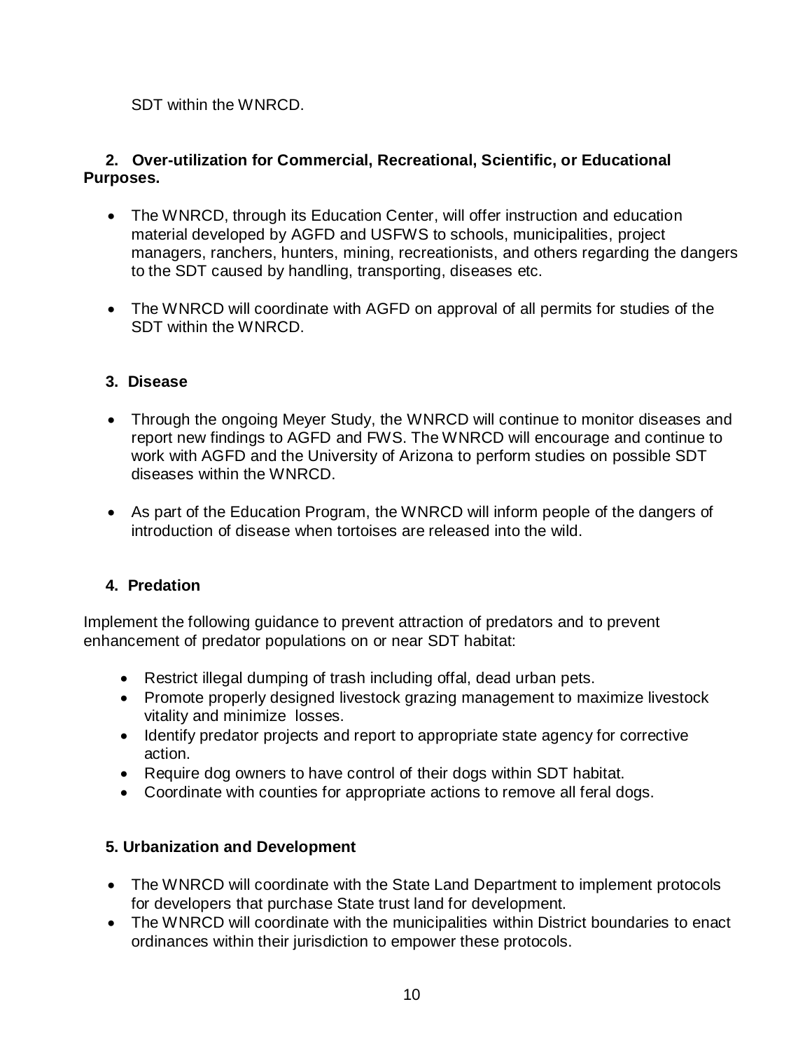SDT within the WNRCD.

**2. Over-utilization for Commercial, Recreational, Scientific, or Educational Purposes.**

- The WNRCD, through its Education Center, will offer instruction and education material developed by AGFD and USFWS to schools, municipalities, project managers, ranchers, hunters, mining, recreationists, and others regarding the dangers to the SDT caused by handling, transporting, diseases etc.
- The WNRCD will coordinate with AGFD on approval of all permits for studies of the SDT within the WNRCD.

**3. Disease**

- Through the ongoing Meyer Study, the WNRCD will continue to monitor diseases and report new findings to AGFD and FWS. The WNRCD will encourage and continue to work with AGFD and the University of Arizona to perform studies on possible SDT diseases within the WNRCD.
- As part of the Education Program, the WNRCD will inform people of the dangers of introduction of disease when tortoises are released into the wild.

**4. Predation**

Implement the following guidance to prevent attraction of predators and to prevent enhancement of predator populations on or near SDT habitat:

- Restrict illegal dumping of trash including offal, dead urban pets.
- Promote properly designed livestock grazing management to maximize livestock vitality and minimize losses.
- Identify predator projects and report to appropriate state agency for corrective action.
- Require dog owners to have control of their dogs within SDT habitat.
- Coordinate with counties for appropriate actions to remove all feral dogs.

**5. Urbanization and Development**

- The WNRCD will coordinate with the State Land Department to implement protocols for developers that purchase State trust land for development.
- The WNRCD will coordinate with the municipalities within District boundaries to enact ordinances within their jurisdiction to empower these protocols.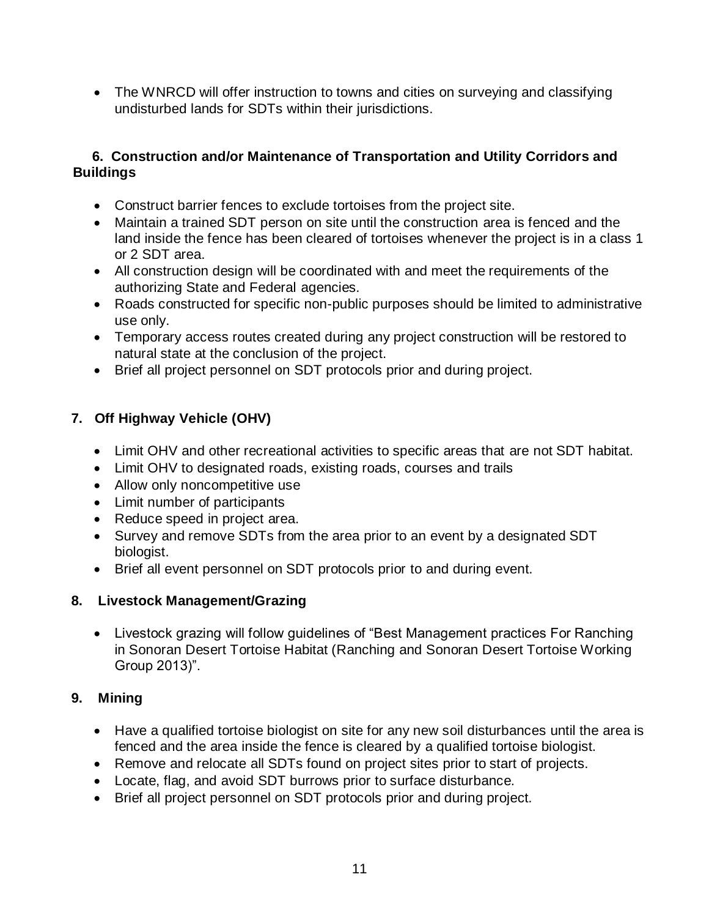- The WNRCD will offer instruction to towns and cities on surveying and classifying undisturbed lands for SDTs within their jurisdictions.

### 6. Construction and/or Maintenance of Transportation and Utility Corridors and Buildings

- Construct barrier fences to exclude tortoises from the project site.
- Maintain a trained SDT person on site until the construction area is fenced and the land inside the fence has been cleared of tortoises whenever the project is in a class 1 or 2 SDT area.
- All construction design will be coordinated with and meet the requirements of the authorizing State and Federal agencies.
- Roads constructed for specific non-public purposes should be limited to administrative use only.
- Temporary access routes created during any project construction will be restored to natural state at the conclusion of the project.
- Brief all project personnel on SDT protocols prior and during project.

### 7. Off Highway Vehicle (OHV)

- Limit OHV and other recreational activities to specific areas that are not SDT habitat.
- Limit OHV to designated roads, existing roads, courses and trails
- Allow only noncompetitive use
- Limit number of participants
- Reduce speed in project area.
- Survey and remove SDTs from the area prior to an event by a designated SDT biologist.
- Brief all event personnel on SDT protocols prior to and during event.

### 8. Livestock Management/Grazing

- Livestock grazing will follow guidelines of “Best Management practices For Ranching in Sonoran Desert Tortoise Habitat (Ranching and Sonoran Desert Tortoise Working Group 2013)”.

### 9. Mining

- Have a qualified tortoise biologist on site for any new soil disturbances until the area is fenced and the area inside the fence is cleared by a qualified tortoise biologist.
- Remove and relocate all SDTs found on project sites prior to start of projects.
- Locate, flag, and avoid SDT burrows prior to surface disturbance.
- Brief all project personnel on SDT protocols prior and during project.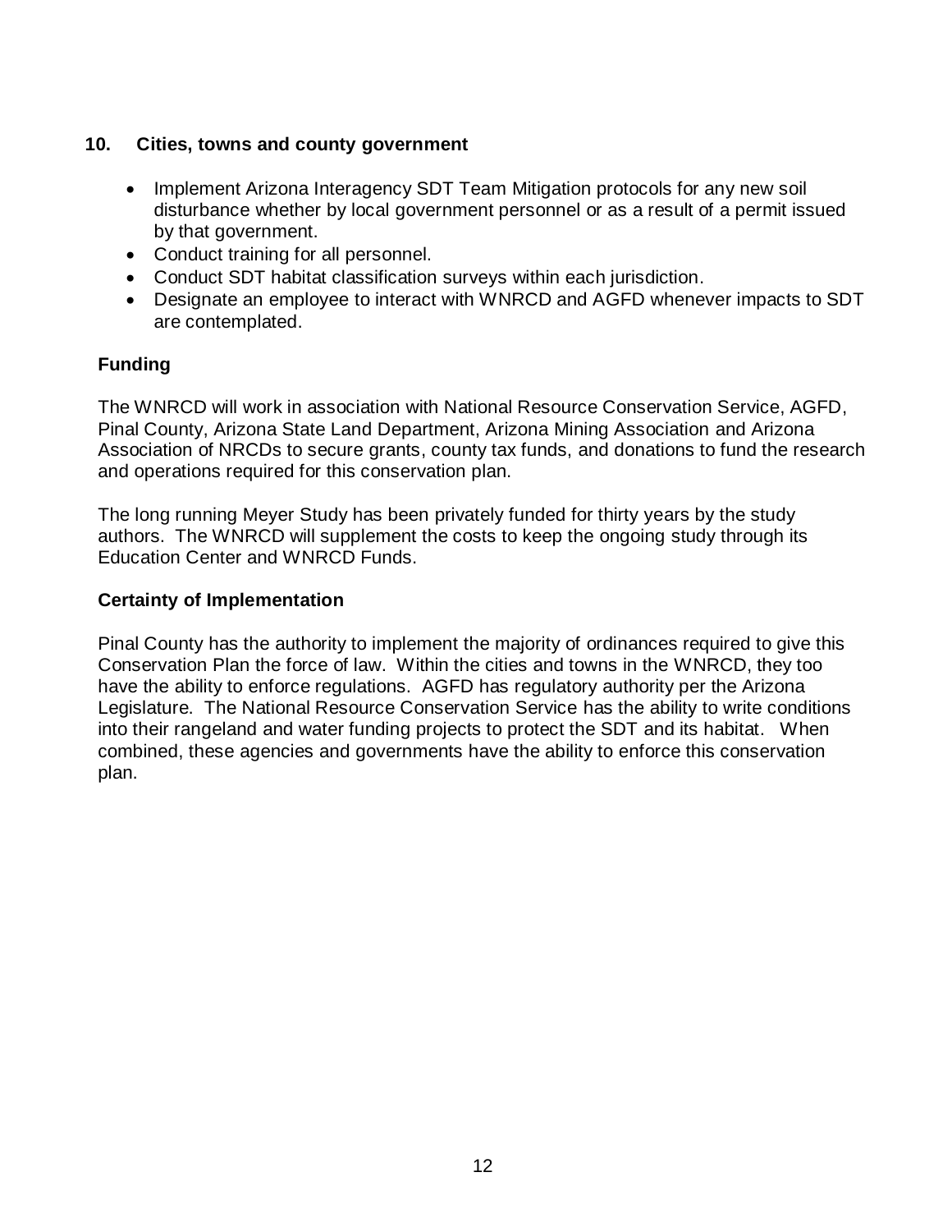### 10. Cities, towns and county government

- Implement Arizona Interagency SDT Team Mitigation protocols for any new soil disturbance whether by local government personnel or as a result of a permit issued by that government.
- Conduct training for all personnel.
- Conduct SDT habitat classification surveys within each jurisdiction.
- Designate an employee to interact with WNRCD and AGFD whenever impacts to SDT are contemplated.

### Funding

The WNRCD will work in association with National Resource Conservation Service, AGFD, Pinal County, Arizona State Land Department, Arizona Mining Association and Arizona Association of NRCDs to secure grants, county tax funds, and donations to fund the research and operations required for this conservation plan.

The long running Meyer Study has been privately funded for thirty years by the study authors. The WNRCD will supplement the costs to keep the ongoing study through its Education Center and WNRCD Funds.

### Certainty of Implementation

Pinal County has the authority to implement the majority of ordinances required to give this Conservation Plan the force of law. Within the cities and towns in the WNRCD, they too have the ability to enforce regulations. AGFD has regulatory authority per the Arizona Legislature. The National Resource Conservation Service has the ability to write conditions into their rangeland and water funding projects to protect the SDT and its habitat. When combined, these agencies and governments have the ability to enforce this conservation plan.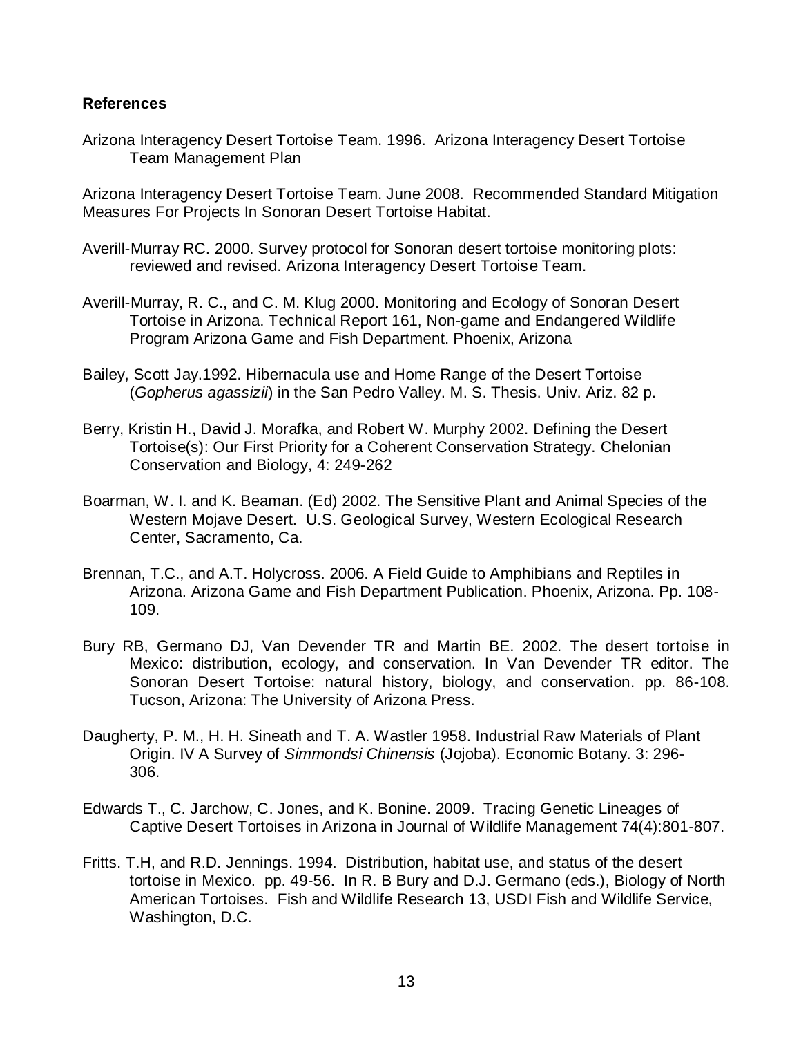**References**

Arizona Interagency Desert Tortoise Team. 1996. Arizona Interagency Desert Tortoise Team Management Plan

Arizona Interagency Desert Tortoise Team. June 2008. Recommended Standard Mitigation Measures For Projects In Sonoran Desert Tortoise Habitat.

Averill-Murray RC. 2000. Survey protocol for Sonoran desert tortoise monitoring plots: reviewed and revised. Arizona Interagency Desert Tortoise Team.

Averill-Murray, R. C., and C. M. Klug 2000. Monitoring and Ecology of Sonoran Desert Tortoise in Arizona. Technical Report 161, Non-game and Endangered Wildlife Program Arizona Game and Fish Department. Phoenix, Arizona

Bailey, Scott Jay.1992. Hibernacula use and Home Range of the Desert Tortoise (*Gopherus agassizii*) in the San Pedro Valley. M. S. Thesis. Univ. Ariz. 82 p.

Berry, Kristin H., David J. Morafka, and Robert W. Murphy 2002. Defining the Desert Tortoise(s): Our First Priority for a Coherent Conservation Strategy. Chelonian Conservation and Biology, 4: 249-262

Boarman, W. I. and K. Beaman. (Ed) 2002. The Sensitive Plant and Animal Species of the Western Mojave Desert. U.S. Geological Survey, Western Ecological Research Center, Sacramento, Ca.

Brennan, T.C., and A.T. Holycross. 2006. A Field Guide to Amphibians and Reptiles in Arizona. Arizona Game and Fish Department Publication. Phoenix, Arizona. Pp. 108-109.

Bury RB, Germano DJ, Van Devender TR and Martin BE. 2002. The desert tortoise in Mexico: distribution, ecology, and conservation. In Van Devender TR editor. The Sonoran Desert Tortoise: natural history, biology, and conservation. pp. 86-108. Tucson, Arizona: The University of Arizona Press.

Daugherty, P. M., H. H. Sineath and T. A. Wastler 1958. Industrial Raw Materials of Plant Origin. IV A Survey of *Simmondsi Chinensis* (Jojoba). Economic Botany. 3: 296-306.

Edwards T., C. Jarchow, C. Jones, and K. Bonine. 2009. Tracing Genetic Lineages of Captive Desert Tortoises in Arizona in Journal of Wildlife Management 74(4):801-807.

Fritts. T.H, and R.D. Jennings. 1994. Distribution, habitat use, and status of the desert tortoise in Mexico. pp. 49-56. In R. B Bury and D.J. Germano (eds.), Biology of North American Tortoises. Fish and Wildlife Research 13, USDI Fish and Wildlife Service, Washington, D.C.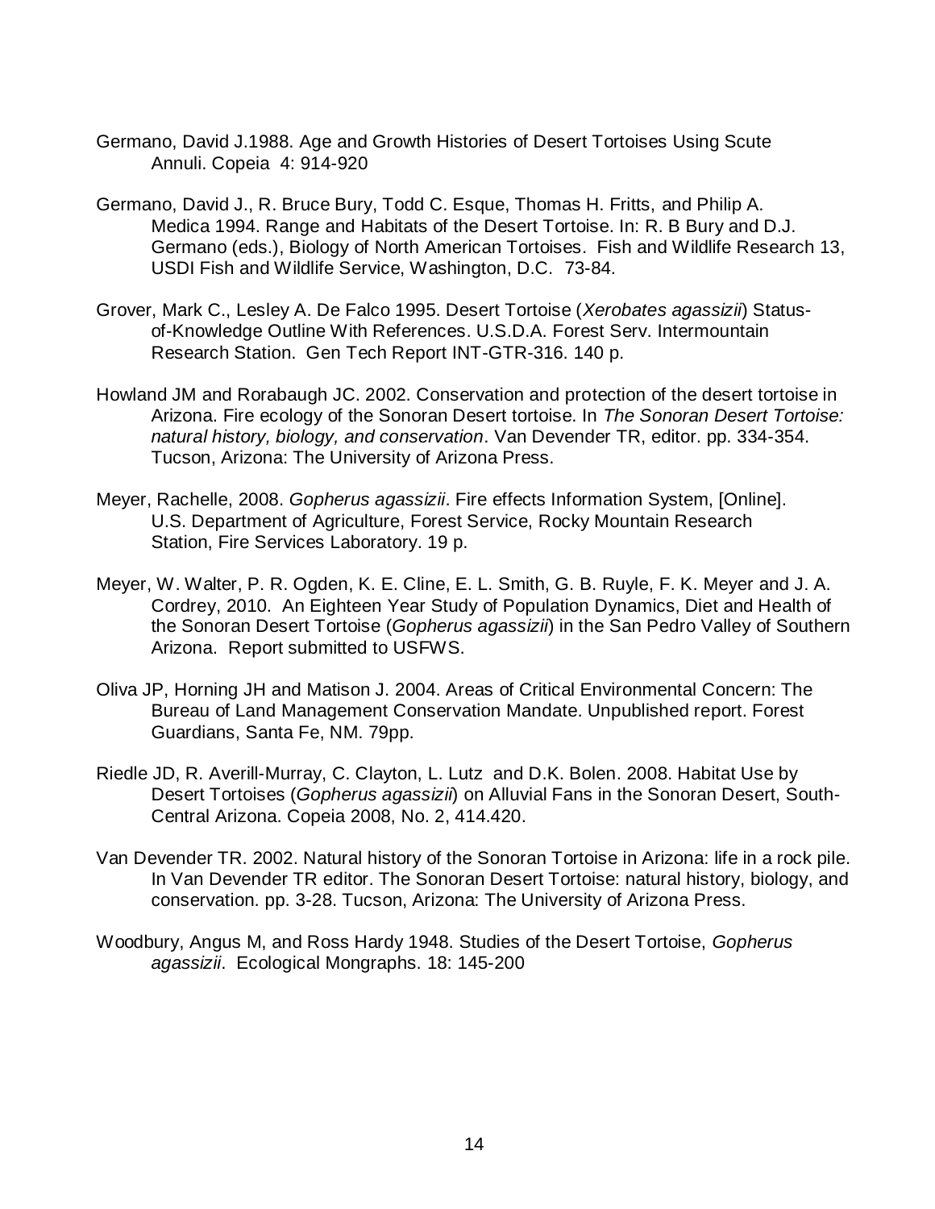Germano, David J.1988. Age and Growth Histories of Desert Tortoises Using Scute Annuli. Copeia 4: 914-920

Germano, David J., R. Bruce Bury, Todd C. Esque, Thomas H. Fritts, and Philip A. Medica 1994. Range and Habitats of the Desert Tortoise. In: R. B Bury and D.J. Germano (eds.), Biology of North American Tortoises. Fish and Wildlife Research 13, USDI Fish and Wildlife Service, Washington, D.C. 73-84.

Grover, Mark C., Lesley A. De Falco 1995. Desert Tortoise (*Xerobates agassizii*) Status-of-Knowledge Outline With References. U.S.D.A. Forest Serv. Intermountain Research Station. Gen Tech Report INT-GTR-316. 140 p.

Howland JM and Rorabaugh JC. 2002. Conservation and protection of the desert tortoise in Arizona. Fire ecology of the Sonoran Desert tortoise. In *The Sonoran Desert Tortoise: natural history, biology, and conservation*. Van Devender TR, editor. pp. 334-354. Tucson, Arizona: The University of Arizona Press.

Meyer, Rachelle, 2008. *Gopherus agassizii*. Fire effects Information System, [Online]. U.S. Department of Agriculture, Forest Service, Rocky Mountain Research Station, Fire Services Laboratory. 19 p.

Meyer, W. Walter, P. R. Ogden, K. E. Cline, E. L. Smith, G. B. Ruyle, F. K. Meyer and J. A. Cordrey, 2010. An Eighteen Year Study of Population Dynamics, Diet and Health of the Sonoran Desert Tortoise (*Gopherus agassizii*) in the San Pedro Valley of Southern Arizona. Report submitted to USFWS.

Oliva JP, Horning JH and Matison J. 2004. Areas of Critical Environmental Concern: The Bureau of Land Management Conservation Mandate. Unpublished report. Forest Guardians, Santa Fe, NM. 79pp.

Riedle JD, R. Averill-Murray, C. Clayton, L. Lutz and D.K. Bolen. 2008. Habitat Use by Desert Tortoises (*Gopherus agassizii*) on Alluvial Fans in the Sonoran Desert, South-Central Arizona. Copeia 2008, No. 2, 414.420.

Van Devender TR. 2002. Natural history of the Sonoran Tortoise in Arizona: life in a rock pile. In Van Devender TR editor. The Sonoran Desert Tortoise: natural history, biology, and conservation. pp. 3-28. Tucson, Arizona: The University of Arizona Press.

Woodbury, Angus M, and Ross Hardy 1948. Studies of the Desert Tortoise, *Gopherus agassizii*. Ecological Mongraphs. 18: 145-200